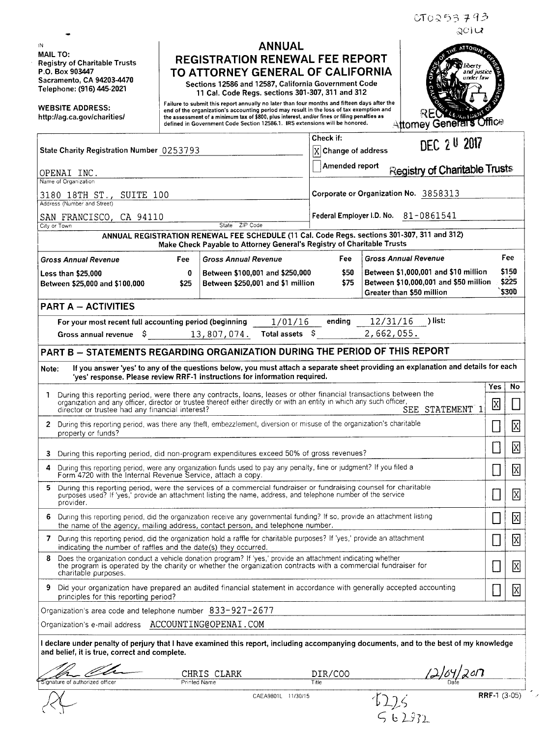CT0253793
2016

IN

**MAIL TO:**
Registry of Charitable Trusts
P.O. Box 903447
Sacramento, CA 94203-4470
Telephone: (916) 445-2021

**WEBSITE ADDRESS:**
http://ag.ca.gov/charities/

# ANNUAL REGISTRATION RENEWAL FEE REPORT TO ATTORNEY GENERAL OF CALIFORNIA

Sections 12586 and 12587, California Government Code
11 Cal. Code Regs. sections 301-307, 311 and 312

Failure to submit this report annually no later than four months and fifteen days after the end of the organization's accounting period may result in the loss of tax exemption and the assessment of a minimum tax of $800, plus interest, and/or fines or filing penalties as defined in Government Code Section 12586.1. IRS extensions will be honored.

RECEIVED
Attorney General's Office
DEC 20 2017
Registry of Charitable Trusts

State Charity Registration Number 0253793

Check if:
[X] Change of address
[ ] Amended report

OPENAI INC.
Name of Organization

3180 18TH ST., SUITE 100
Address (Number and Street)

SAN FRANCISCO, CA 94110
City or Town State ZIP Code

Corporate or Organization No. 3858313

Federal Employer I.D. No. 81-0861541

**ANNUAL REGISTRATION RENEWAL FEE SCHEDULE (11 Cal. Code Regs. sections 301-307, 311 and 312)**
**Make Check Payable to Attorney General's Registry of Charitable Trusts**

| Gross Annual Revenue | Fee | Gross Annual Revenue | Fee | Gross Annual Revenue | Fee |
|---|---|---|---|---|---|
| Less than $25,000 | 0 | Between $100,001 and $250,000 | $50 | Between $1,000,001 and $10 million | $150 |
| Between $25,000 and $100,000 | $25 | Between $250,001 and $1 million | $75 | Between $10,000,001 and $50 million | $225 |
| | | | | Greater than $50 million | $300 |

## PART A – ACTIVITIES

For your most recent full accounting period (beginning 1/01/16 ending 12/31/16 ) list:

Gross annual revenue $ 13,807,074. Total assets $ 2,662,055.

## PART B – STATEMENTS REGARDING ORGANIZATION DURING THE PERIOD OF THIS REPORT

Note: If you answer 'yes' to any of the questions below, you must attach a separate sheet providing an explanation and details for each 'yes' response. Please review RRF-1 instructions for information required.

| | Question | Yes | No |
|---|---|---|---|
| 1 | During this reporting period, were there any contracts, loans, leases or other financial transactions between the organization and any officer, director or trustee thereof either directly or with an entity in which any such officer, director or trustee had any financial interest? SEE STATEMENT 1 | X | |
| 2 | During this reporting period, was there any theft, embezzlement, diversion or misuse of the organization's charitable property or funds? | | X |
| 3 | During this reporting period, did non-program expenditures exceed 50% of gross revenues? | | X |
| 4 | During this reporting period, were any organization funds used to pay any penalty, fine or judgment? If you filed a Form 4720 with the Internal Revenue Service, attach a copy. | | X |
| 5 | During this reporting period, were the services of a commercial fundraiser or fundraising counsel for charitable purposes used? If 'yes,' provide an attachment listing the name, address, and telephone number of the service provider. | | X |
| 6 | During this reporting period, did the organization receive any governmental funding? If so, provide an attachment listing the name of the agency, mailing address, contact person, and telephone number. | | X |
| 7 | During this reporting period, did the organization hold a raffle for charitable purposes? If 'yes,' provide an attachment indicating the number of raffles and the date(s) they occurred. | | X |
| 8 | Does the organization conduct a vehicle donation program? If 'yes,' provide an attachment indicating whether the program is operated by the charity or whether the organization contracts with a commercial fundraiser for charitable purposes. | | X |
| 9 | Did your organization have prepared an audited financial statement in accordance with generally accepted accounting principles for this reporting period? | | X |

Organization's area code and telephone number 833-927-2677

Organization's e-mail address ACCOUNTING@OPENAI.COM

**I declare under penalty of perjury that I have examined this report, including accompanying documents, and to the best of my knowledge and belief, it is true, correct and complete.**

| Signature of authorized officer | Printed Name | Title | Date |
|---|---|---|---|
| [signature] | CHRIS CLARK | DIR/COO | 12/04/2017 |

CAEA9801L 11/30/15

$225
562932

RRF-1 (3-05)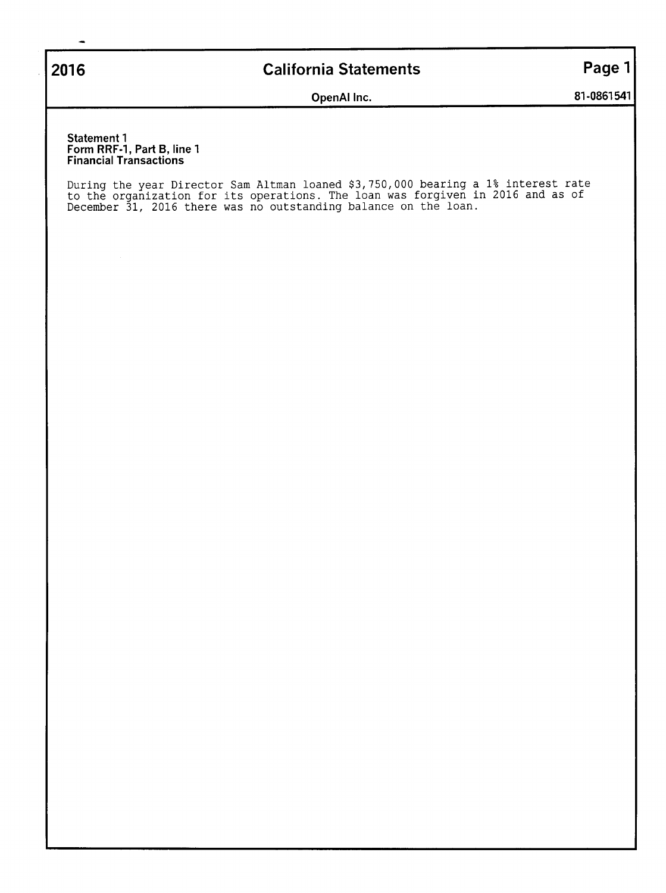# 2016 California Statements

**OpenAI Inc.** 81-0861541

**Statement 1**
**Form RRF-1, Part B, line 1**
**Financial Transactions**

During the year Director Sam Altman loaned $3,750,000 bearing a 1% interest rate to the organization for its operations. The loan was forgiven in 2016 and as of December 31, 2016 there was no outstanding balance on the loan.